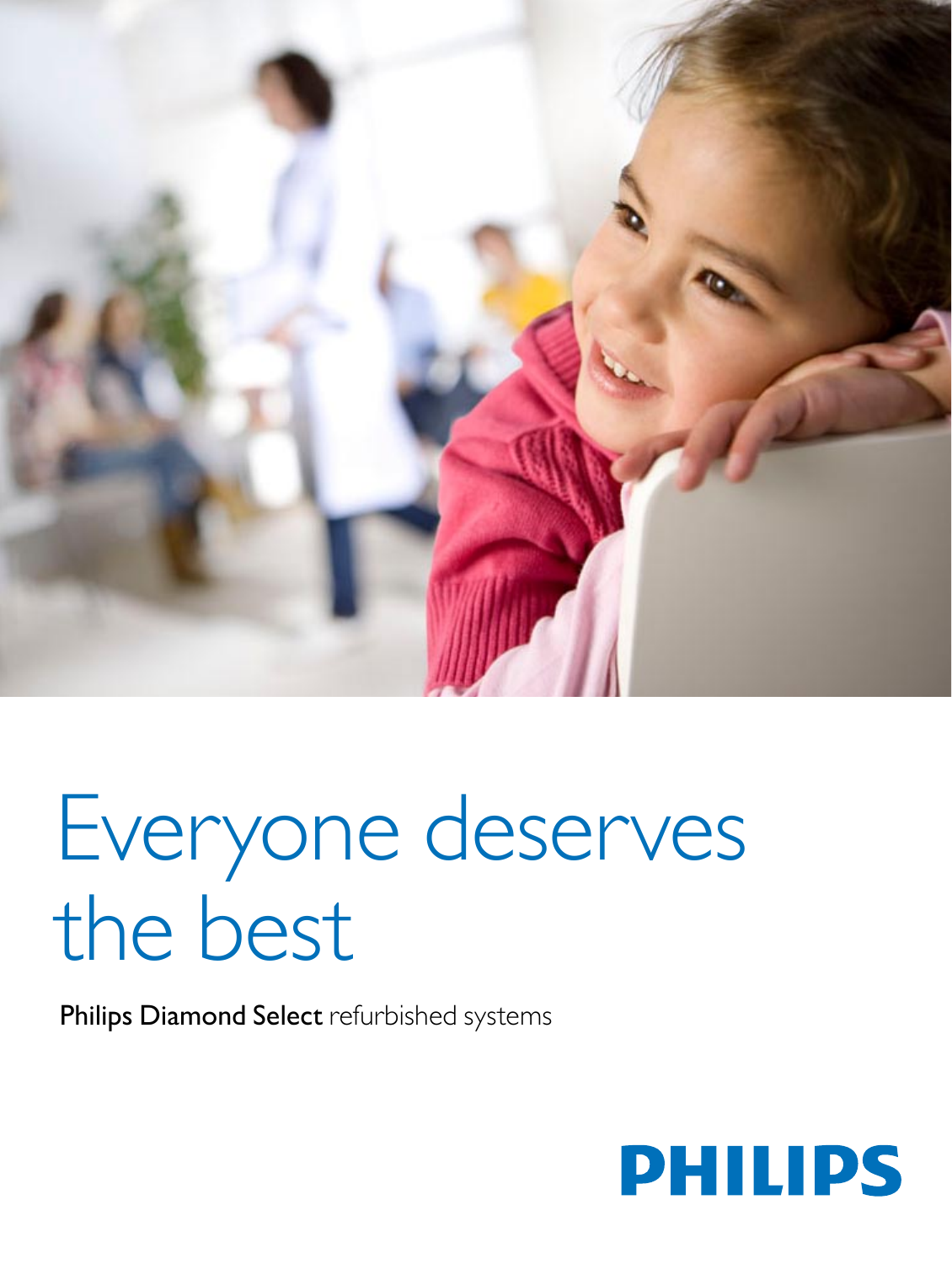# Everyone deserves the best

**Philips Diamond Select** refurbished systems

PHILIPS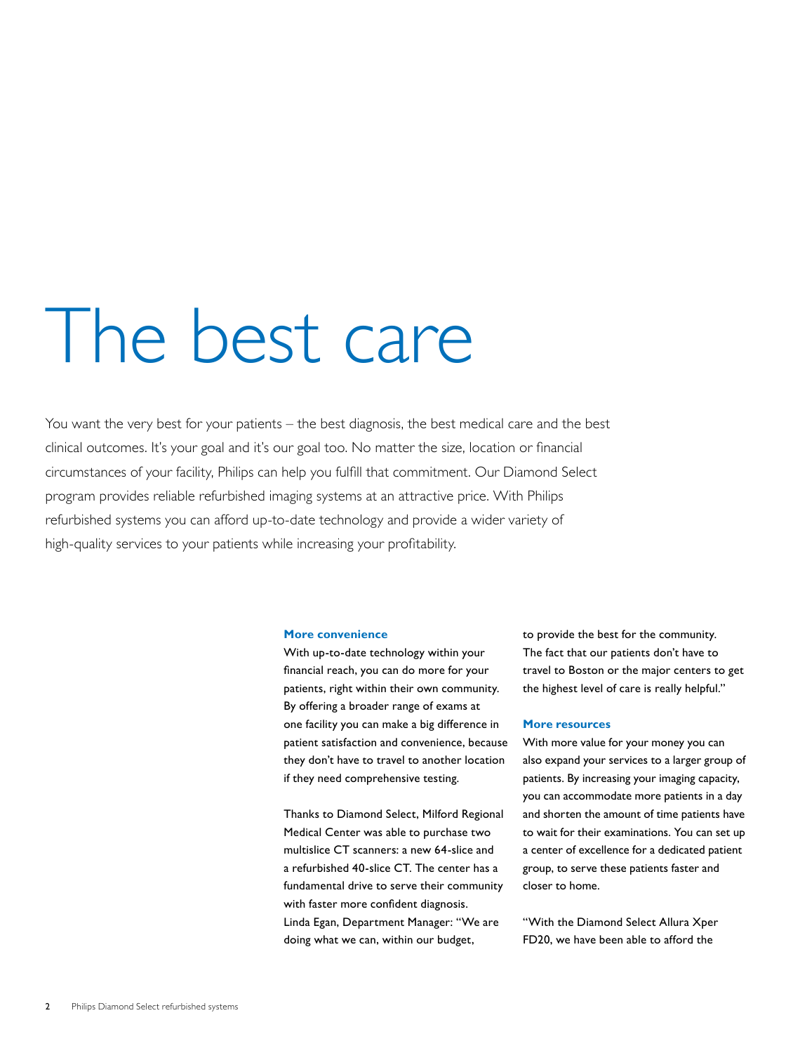# The best care

You want the very best for your patients – the best diagnosis, the best medical care and the best clinical outcomes. It's your goal and it's our goal too. No matter the size, location or financial circumstances of your facility, Philips can help you fulfill that commitment. Our Diamond Select program provides reliable refurbished imaging systems at an attractive price. With Philips refurbished systems you can afford up-to-date technology and provide a wider variety of high-quality services to your patients while increasing your profitability.

### More convenience

With up-to-date technology within your financial reach, you can do more for your patients, right within their own community. By offering a broader range of exams at one facility you can make a big difference in patient satisfaction and convenience, because they don't have to travel to another location if they need comprehensive testing.

Thanks to Diamond Select, Milford Regional Medical Center was able to purchase two multislice CT scanners: a new 64-slice and a refurbished 40-slice CT. The center has a fundamental drive to serve their community with faster more confident diagnosis. Linda Egan, Department Manager: "We are doing what we can, within our budget, to provide the best for the community. The fact that our patients don't have to travel to Boston or the major centers to get the highest level of care is really helpful."

### More resources

With more value for your money you can also expand your services to a larger group of patients. By increasing your imaging capacity, you can accommodate more patients in a day and shorten the amount of time patients have to wait for their examinations. You can set up a center of excellence for a dedicated patient group, to serve these patients faster and closer to home.

"With the Diamond Select Allura Xper FD20, we have been able to afford the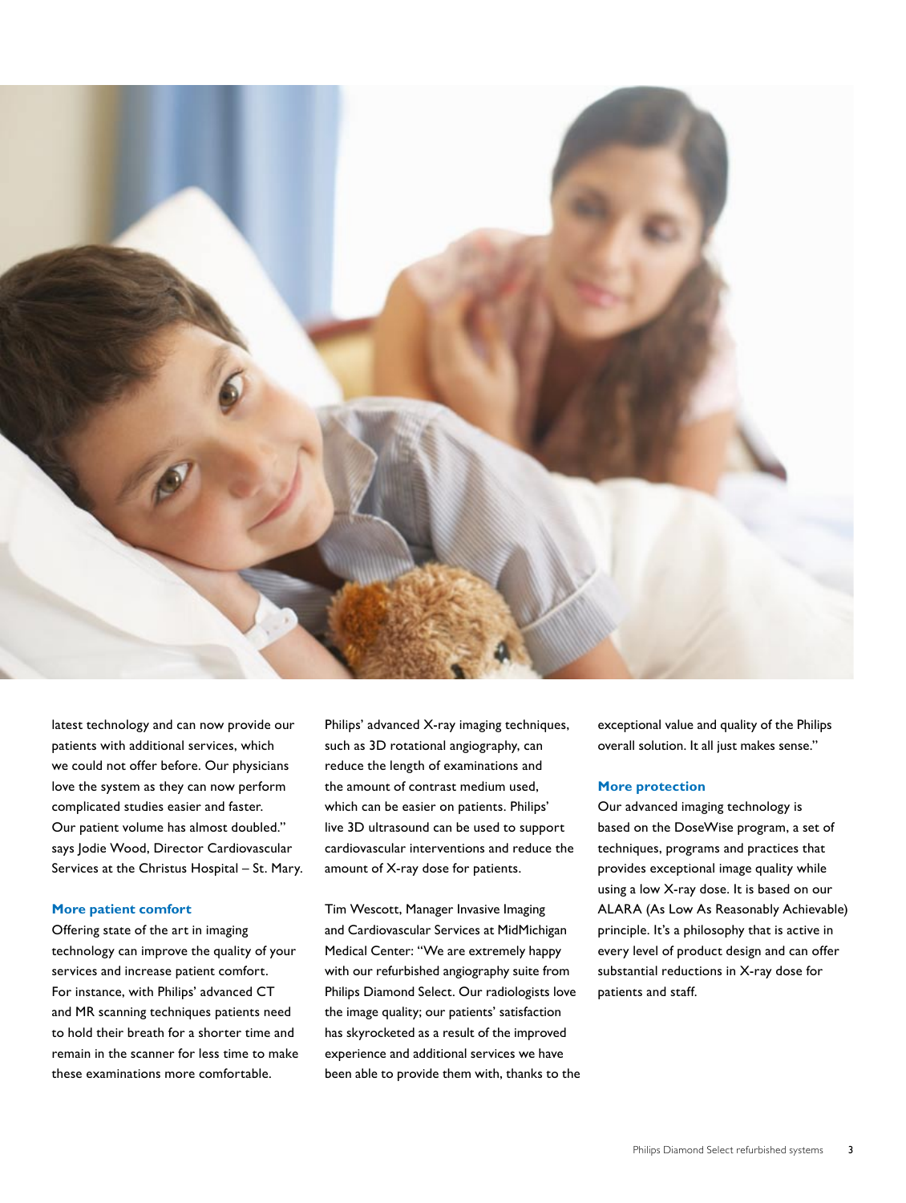latest technology and can now provide our patients with additional services, which we could not offer before. Our physicians love the system as they can now perform complicated studies easier and faster. Our patient volume has almost doubled." says Jodie Wood, Director Cardiovascular Services at the Christus Hospital – St. Mary.

### More patient comfort

Offering state of the art in imaging technology can improve the quality of your services and increase patient comfort. For instance, with Philips' advanced CT and MR scanning techniques patients need to hold their breath for a shorter time and remain in the scanner for less time to make these examinations more comfortable.

Philips' advanced X-ray imaging techniques, such as 3D rotational angiography, can reduce the length of examinations and the amount of contrast medium used, which can be easier on patients. Philips' live 3D ultrasound can be used to support cardiovascular interventions and reduce the amount of X-ray dose for patients.

Tim Wescott, Manager Invasive Imaging and Cardiovascular Services at MidMichigan Medical Center: "We are extremely happy with our refurbished angiography suite from Philips Diamond Select. Our radiologists love the image quality; our patients' satisfaction has skyrocketed as a result of the improved experience and additional services we have been able to provide them with, thanks to the exceptional value and quality of the Philips overall solution. It all just makes sense."

### More protection

Our advanced imaging technology is based on the DoseWise program, a set of techniques, programs and practices that provides exceptional image quality while using a low X-ray dose. It is based on our ALARA (As Low As Reasonably Achievable) principle. It's a philosophy that is active in every level of product design and can offer substantial reductions in X-ray dose for patients and staff.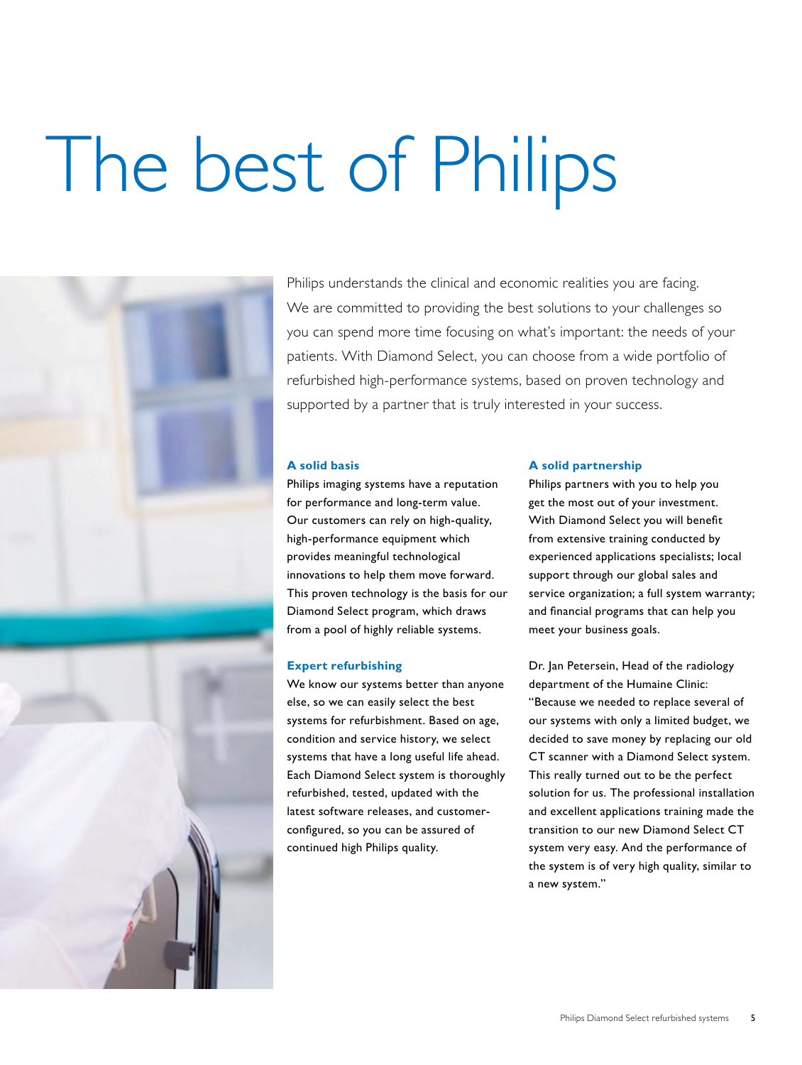# The best of Philips

Philips understands the clinical and economic realities you are facing. We are committed to providing the best solutions to your challenges so you can spend more time focusing on what's important: the needs of your patients. With Diamond Select, you can choose from a wide portfolio of refurbished high-performance systems, based on proven technology and supported by a partner that is truly interested in your success.

### A solid basis

Philips imaging systems have a reputation for performance and long-term value. Our customers can rely on high-quality, high-performance equipment which provides meaningful technological innovations to help them move forward. This proven technology is the basis for our Diamond Select program, which draws from a pool of highly reliable systems.

### Expert refurbishing

We know our systems better than anyone else, so we can easily select the best systems for refurbishment. Based on age, condition and service history, we select systems that have a long useful life ahead. Each Diamond Select system is thoroughly refurbished, tested, updated with the latest software releases, and customer-configured, so you can be assured of continued high Philips quality.

### A solid partnership

Philips partners with you to help you get the most out of your investment. With Diamond Select you will benefit from extensive training conducted by experienced applications specialists; local support through our global sales and service organization; a full system warranty; and financial programs that can help you meet your business goals.

Dr. Jan Petersein, Head of the radiology department of the Humaine Clinic: "Because we needed to replace several of our systems with only a limited budget, we decided to save money by replacing our old CT scanner with a Diamond Select system. This really turned out to be the perfect solution for us. The professional installation and excellent applications training made the transition to our new Diamond Select CT system very easy. And the performance of the system is of very high quality, similar to a new system."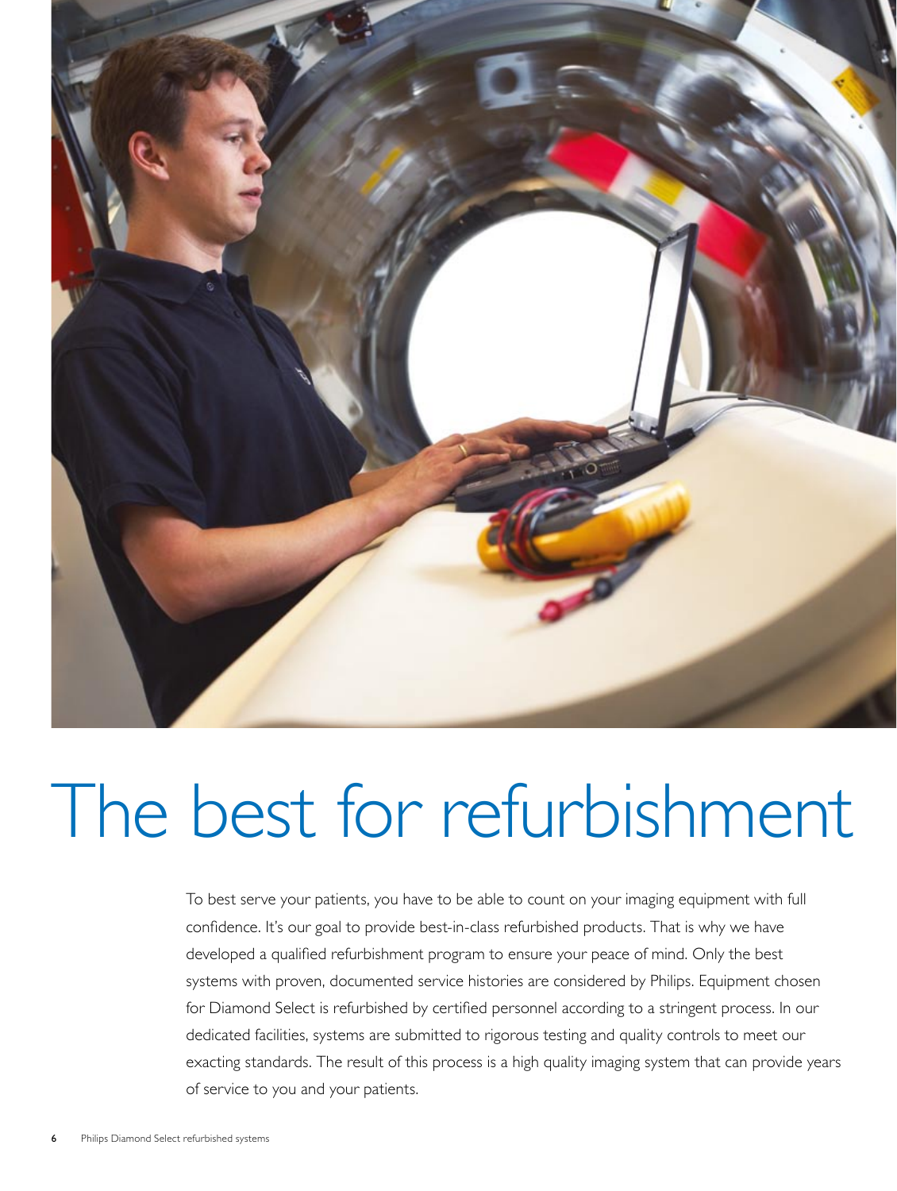# The best for refurbishment

To best serve your patients, you have to be able to count on your imaging equipment with full confidence. It's our goal to provide best-in-class refurbished products. That is why we have developed a qualified refurbishment program to ensure your peace of mind. Only the best systems with proven, documented service histories are considered by Philips. Equipment chosen for Diamond Select is refurbished by certified personnel according to a stringent process. In our dedicated facilities, systems are submitted to rigorous testing and quality controls to meet our exacting standards. The result of this process is a high quality imaging system that can provide years of service to you and your patients.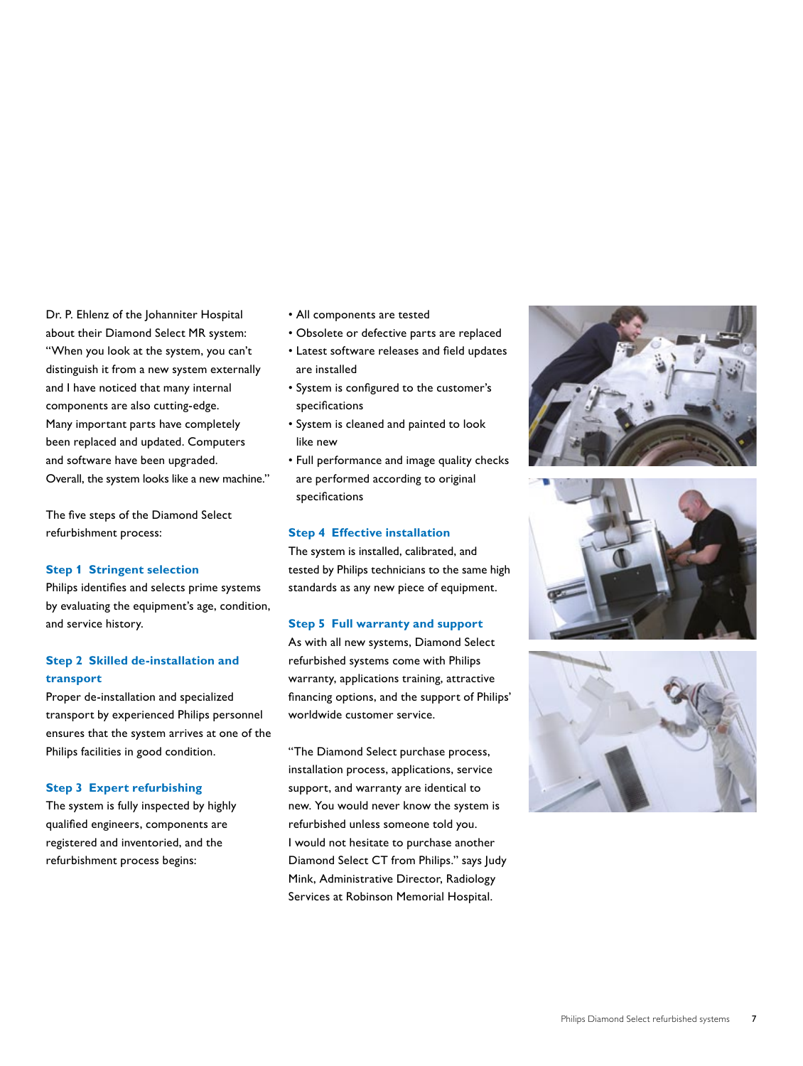Dr. P. Ehlenz of the Johanniter Hospital about their Diamond Select MR system: "When you look at the system, you can't distinguish it from a new system externally and I have noticed that many internal components are also cutting-edge. Many important parts have completely been replaced and updated. Computers and software have been upgraded. Overall, the system looks like a new machine."

The five steps of the Diamond Select refurbishment process:

### Step 1 Stringent selection

Philips identifies and selects prime systems by evaluating the equipment's age, condition, and service history.

### Step 2 Skilled de-installation and transport

Proper de-installation and specialized transport by experienced Philips personnel ensures that the system arrives at one of the Philips facilities in good condition.

### Step 3 Expert refurbishing

The system is fully inspected by highly qualified engineers, components are registered and inventoried, and the refurbishment process begins:

- All components are tested
- Obsolete or defective parts are replaced
- Latest software releases and field updates are installed
- System is configured to the customer's specifications
- System is cleaned and painted to look like new
- Full performance and image quality checks are performed according to original specifications

### Step 4 Effective installation

The system is installed, calibrated, and tested by Philips technicians to the same high standards as any new piece of equipment.

### Step 5 Full warranty and support

As with all new systems, Diamond Select refurbished systems come with Philips warranty, applications training, attractive financing options, and the support of Philips' worldwide customer service.

"The Diamond Select purchase process, installation process, applications, service support, and warranty are identical to new. You would never know the system is refurbished unless someone told you. I would not hesitate to purchase another Diamond Select CT from Philips." says Judy Mink, Administrative Director, Radiology Services at Robinson Memorial Hospital.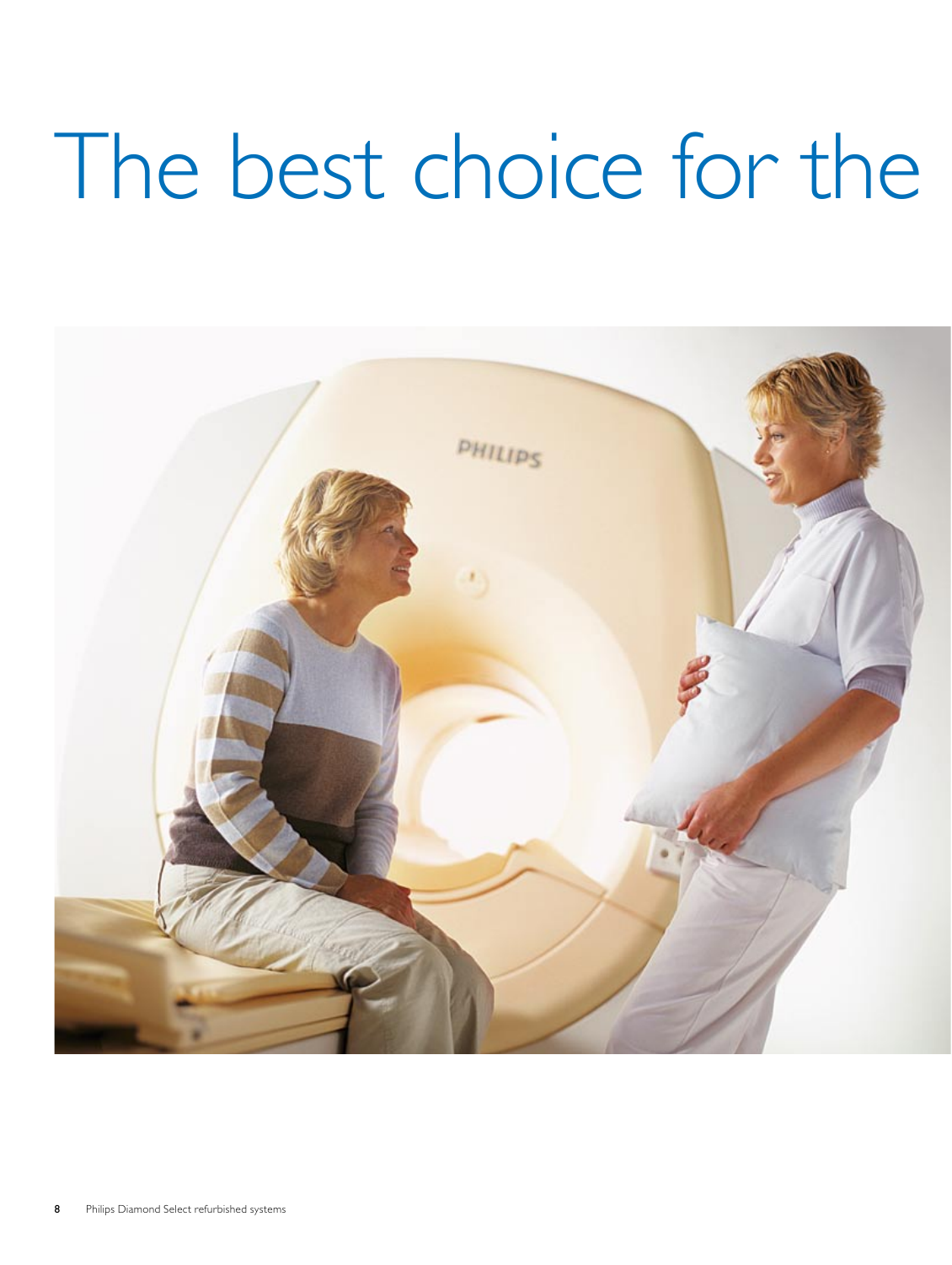# The best choice for the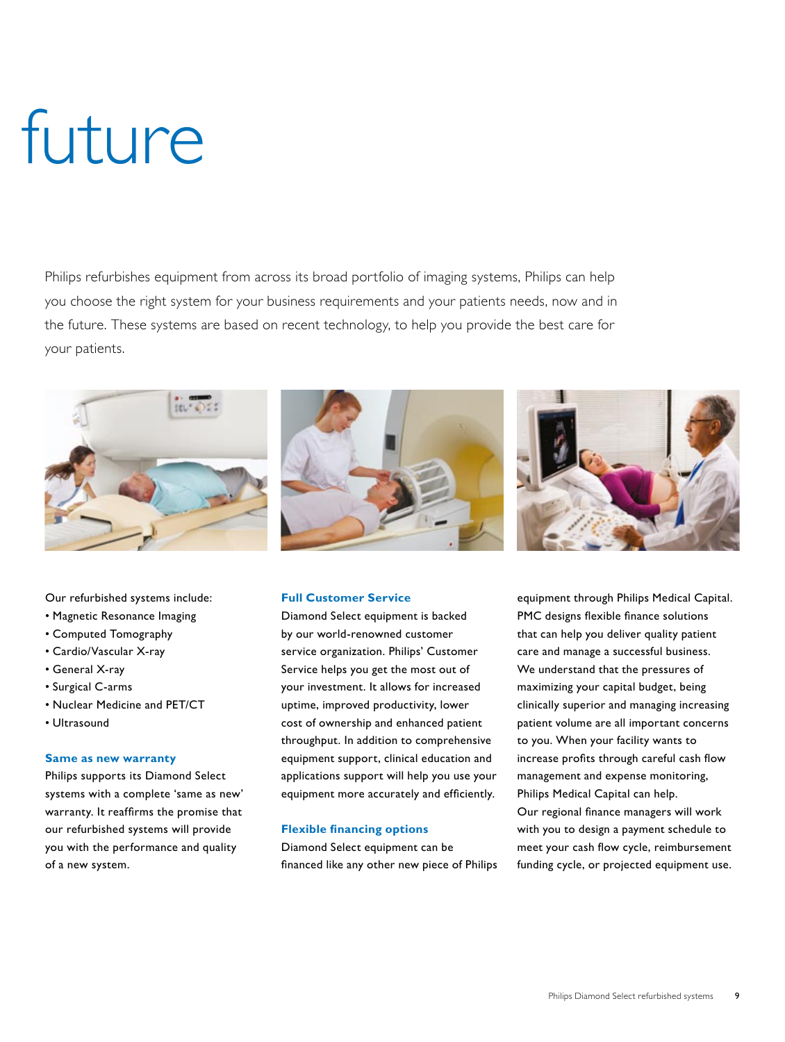# future

Philips refurbishes equipment from across its broad portfolio of imaging systems, Philips can help you choose the right system for your business requirements and your patients needs, now and in the future. These systems are based on recent technology, to help you provide the best care for your patients.

Our refurbished systems include:

- Magnetic Resonance Imaging
- Computed Tomography
- Cardio/Vascular X-ray
- General X-ray
- Surgical C-arms
- Nuclear Medicine and PET/CT
- Ultrasound

### Same as new warranty

Philips supports its Diamond Select systems with a complete 'same as new' warranty. It reaffirms the promise that our refurbished systems will provide you with the performance and quality of a new system.

### Full Customer Service

Diamond Select equipment is backed by our world-renowned customer service organization. Philips' Customer Service helps you get the most out of your investment. It allows for increased uptime, improved productivity, lower cost of ownership and enhanced patient throughput. In addition to comprehensive equipment support, clinical education and applications support will help you use your equipment more accurately and efficiently.

### Flexible financing options

Diamond Select equipment can be financed like any other new piece of Philips equipment through Philips Medical Capital. PMC designs flexible finance solutions that can help you deliver quality patient care and manage a successful business. We understand that the pressures of maximizing your capital budget, being clinically superior and managing increasing patient volume are all important concerns to you. When your facility wants to increase profits through careful cash flow management and expense monitoring, Philips Medical Capital can help. Our regional finance managers will work with you to design a payment schedule to meet your cash flow cycle, reimbursement funding cycle, or projected equipment use.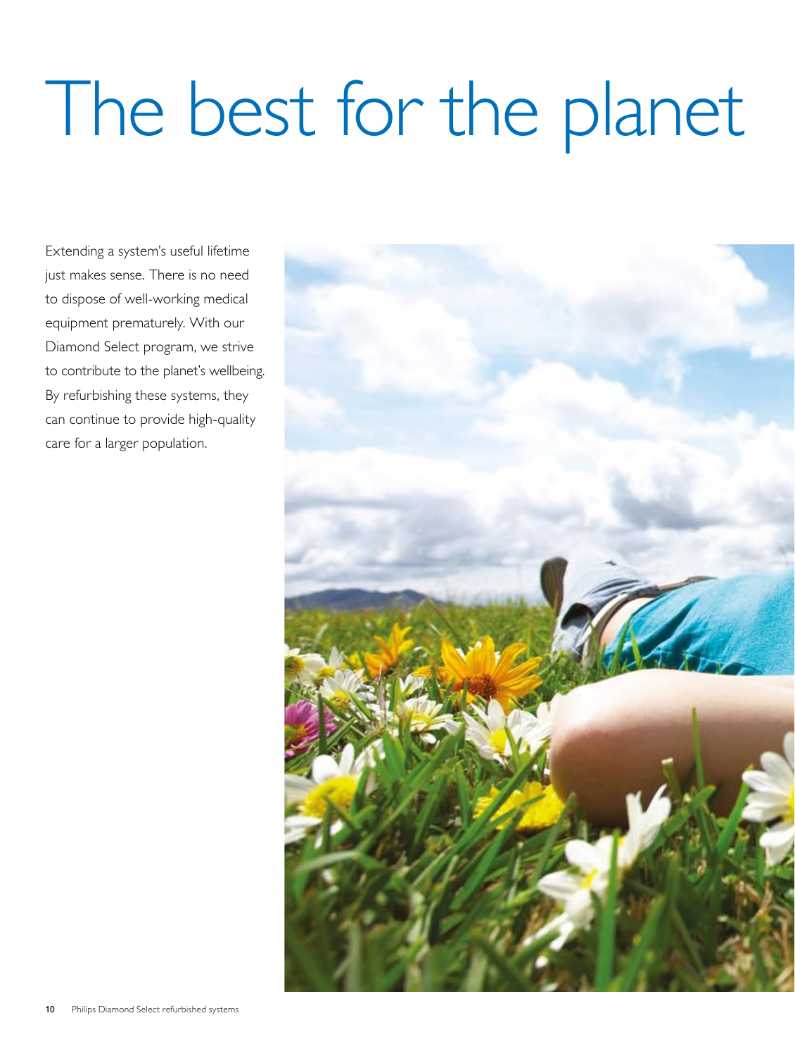# The best for the planet

Extending a system's useful lifetime just makes sense. There is no need to dispose of well-working medical equipment prematurely. With our Diamond Select program, we strive to contribute to the planet's wellbeing. By refurbishing these systems, they can continue to provide high-quality care for a larger population.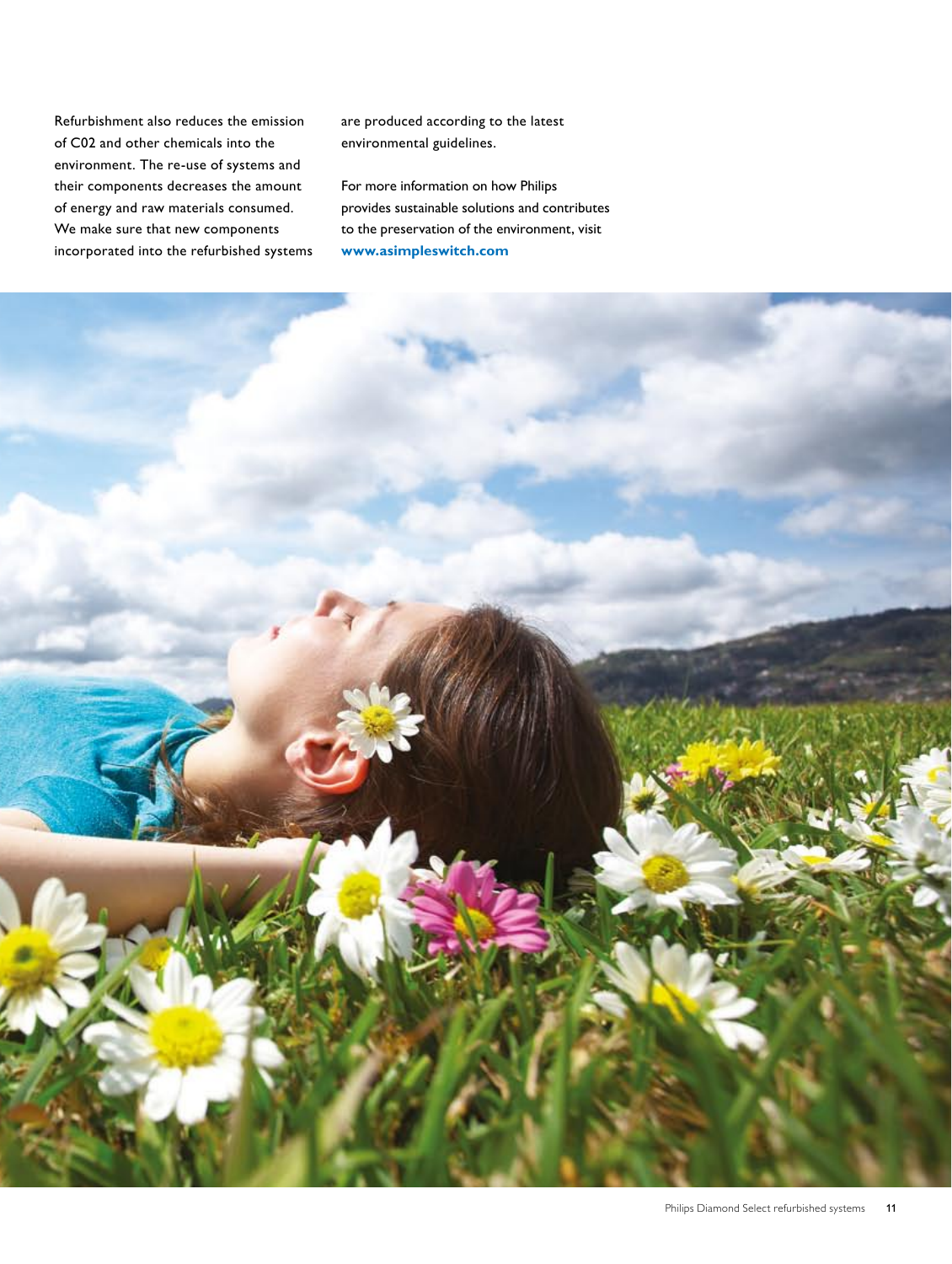Refurbishment also reduces the emission of C02 and other chemicals into the environment. The re-use of systems and their components decreases the amount of energy and raw materials consumed. We make sure that new components incorporated into the refurbished systems are produced according to the latest environmental guidelines.

For more information on how Philips provides sustainable solutions and contributes to the preservation of the environment, visit **www.asimpleswitch.com**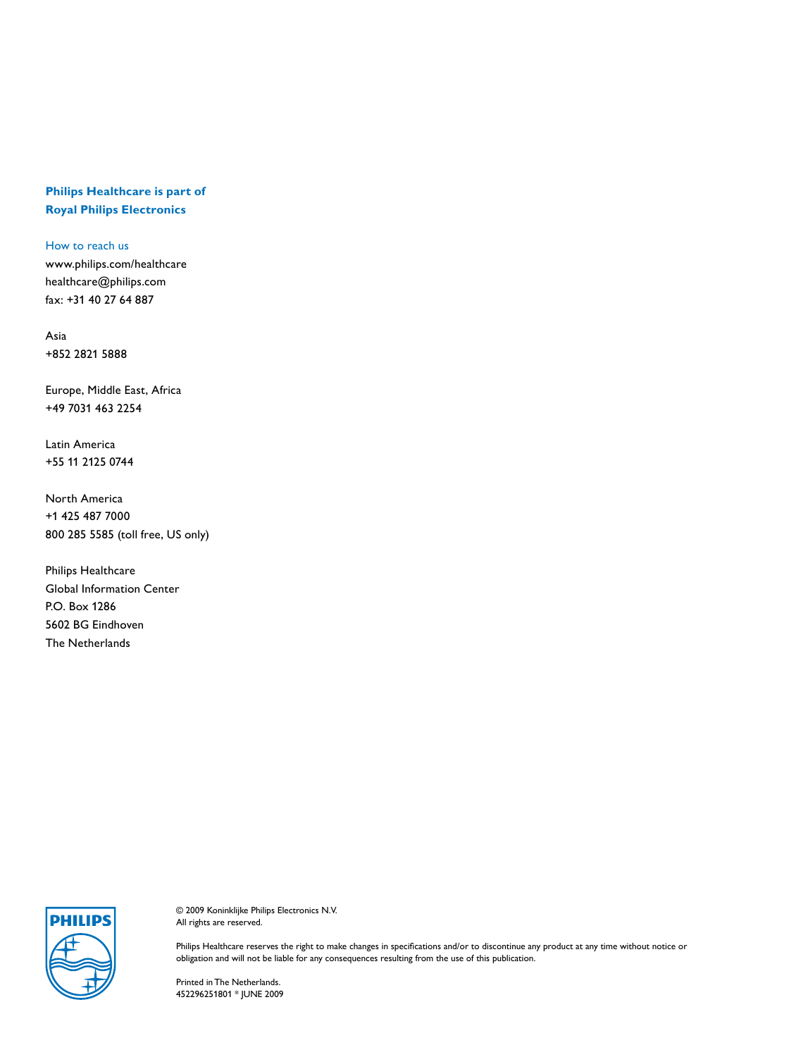**Philips Healthcare is part of Royal Philips Electronics**

How to reach us
www.philips.com/healthcare
healthcare@philips.com
fax: +31 40 27 64 887

Asia
+852 2821 5888

Europe, Middle East, Africa
+49 7031 463 2254

Latin America
+55 11 2125 0744

North America
+1 425 487 7000
800 285 5585 (toll free, US only)

Philips Healthcare
Global Information Center
P.O. Box 1286
5602 BG Eindhoven
The Netherlands

PHILIPS

© 2009 Koninklijke Philips Electronics N.V.
All rights are reserved.

Philips Healthcare reserves the right to make changes in specifications and/or to discontinue any product at any time without notice or obligation and will not be liable for any consequences resulting from the use of this publication.

Printed in The Netherlands.
452296251801 * JUNE 2009